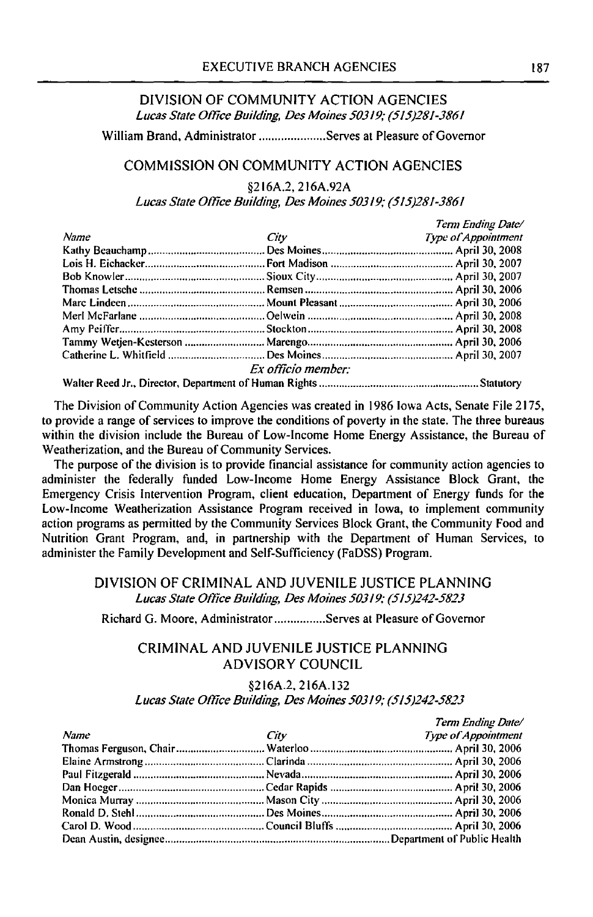## DIVISION OF COMMUNITY ACTION AGENCIES

*Lucas State Office Building, Des Moines 50319; (515)281-3861*

William Brand, Administrator .....................Serves at Pleasure of Governor

## COMMISSION ON COMMUNITY ACTION AGENCIES

§216A.2, 216A.92A

*Lucas State Office Building, Des Moines 50319; (515)281-3861*

| *Name* | *City* | *Term Ending Date/ Type of Appointment* |
|---|---|---|
| Kathy Beauchamp | Des Moines | April 30, 2008 |
| Lois H. Eichacker | Fort Madison | April 30, 2007 |
| Bob Knowler | Sioux City | April 30, 2007 |
| Thomas Letsche | Remsen | April 30, 2006 |
| Marc Lindeen | Mount Pleasant | April 30, 2006 |
| Merl McFarlane | Oelwein | April 30, 2008 |
| Amy Peiffer | Stockton | April 30, 2008 |
| Tammy Wetjen-Kesterson | Marengo | April 30, 2006 |
| Catherine L. Whitfield | Des Moines | April 30, 2007 |
| | *Ex officio member:* | |
| Walter Reed Jr., Director, Department of Human Rights | | Statutory |

The Division of Community Action Agencies was created in 1986 Iowa Acts, Senate File 2175, to provide a range of services to improve the conditions of poverty in the state. The three bureaus within the division include the Bureau of Low-Income Home Energy Assistance, the Bureau of Weatherization, and the Bureau of Community Services.

The purpose of the division is to provide financial assistance for community action agencies to administer the federally funded Low-Income Home Energy Assistance Block Grant, the Emergency Crisis Intervention Program, client education, Department of Energy funds for the Low-Income Weatherization Assistance Program received in Iowa, to implement community action programs as permitted by the Community Services Block Grant, the Community Food and Nutrition Grant Program, and, in partnership with the Department of Human Services, to administer the Family Development and Self-Sufficiency (FaDSS) Program.

## DIVISION OF CRIMINAL AND JUVENILE JUSTICE PLANNING

*Lucas State Office Building, Des Moines 50319; (515)242-5823*

Richard G. Moore, Administrator ................Serves at Pleasure of Governor

## CRIMINAL AND JUVENILE JUSTICE PLANNING ADVISORY COUNCIL

§216A.2, 216A.132

*Lucas State Office Building, Des Moines 50319; (515)242-5823*

| *Name* | *City* | *Term Ending Date/ Type of Appointment* |
|---|---|---|
| Thomas Ferguson, Chair | Waterloo | April 30, 2006 |
| Elaine Armstrong | Clarinda | April 30, 2006 |
| Paul Fitzgerald | Nevada | April 30, 2006 |
| Dan Hoeger | Cedar Rapids | April 30, 2006 |
| Monica Murray | Mason City | April 30, 2006 |
| Ronald D. Stehl | Des Moines | April 30, 2006 |
| Carol D. Wood | Council Bluffs | April 30, 2006 |
| Dean Austin, designee | | Department of Public Health |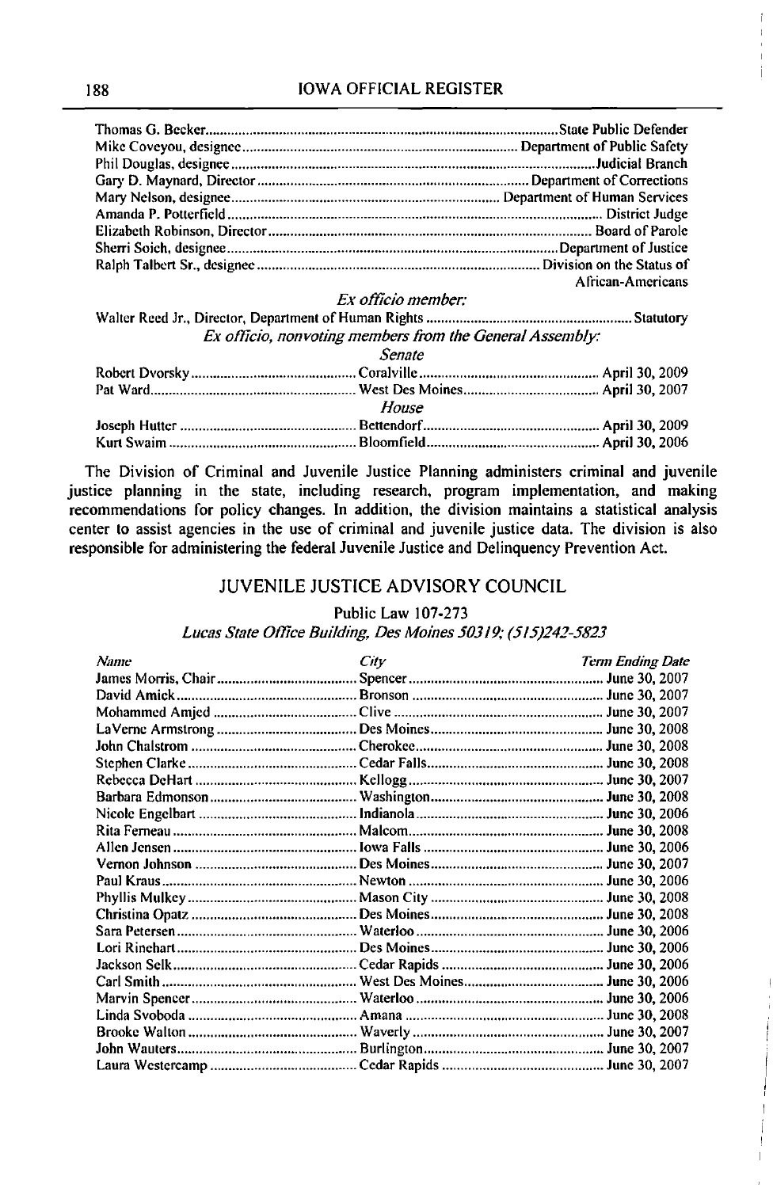| | |
|---|---|
| Thomas G. Becker | State Public Defender |
| Mike Coveyou, designee | Department of Public Safety |
| Phil Douglas, designee | Judicial Branch |
| Gary D. Maynard, Director | Department of Corrections |
| Mary Nelson, designee | Department of Human Services |
| Amanda P. Potterfield | District Judge |
| Elizabeth Robinson, Director | Board of Parole |
| Sherri Soich, designee | Department of Justice |
| Ralph Talbert Sr., designee | Division on the Status of African-Americans |

*Ex officio member:*

| | |
|---|---|
| Walter Reed Jr., Director, Department of Human Rights | Statutory |

*Ex officio, nonvoting members from the General Assembly:*

*Senate*

| | | |
|---|---|---|
| Robert Dvorsky | Coralville | April 30, 2009 |
| Pat Ward | West Des Moines | April 30, 2007 |

*House*

| | | |
|---|---|---|
| Joseph Hutter | Bettendorf | April 30, 2009 |
| Kurt Swaim | Bloomfield | April 30, 2006 |

The Division of Criminal and Juvenile Justice Planning administers criminal and juvenile justice planning in the state, including research, program implementation, and making recommendations for policy changes. In addition, the division maintains a statistical analysis center to assist agencies in the use of criminal and juvenile justice data. The division is also responsible for administering the federal Juvenile Justice and Delinquency Prevention Act.

## JUVENILE JUSTICE ADVISORY COUNCIL

Public Law 107-273

*Lucas State Office Building, Des Moines 50319; (515)242-5823*

| *Name* | *City* | *Term Ending Date* |
|---|---|---|
| James Morris, Chair | Spencer | June 30, 2007 |
| David Amick | Bronson | June 30, 2007 |
| Mohammed Amjed | Clive | June 30, 2007 |
| LaVerne Armstrong | Des Moines | June 30, 2008 |
| John Chalstrom | Cherokee | June 30, 2008 |
| Stephen Clarke | Cedar Falls | June 30, 2008 |
| Rebecca DeHart | Kellogg | June 30, 2007 |
| Barbara Edmonson | Washington | June 30, 2008 |
| Nicole Engelbart | Indianola | June 30, 2006 |
| Rita Ferneau | Malcom | June 30, 2008 |
| Allen Jensen | Iowa Falls | June 30, 2006 |
| Vernon Johnson | Des Moines | June 30, 2007 |
| Paul Kraus | Newton | June 30, 2006 |
| Phyllis Mulkey | Mason City | June 30, 2008 |
| Christina Opatz | Des Moines | June 30, 2008 |
| Sara Petersen | Waterloo | June 30, 2006 |
| Lori Rinehart | Des Moines | June 30, 2006 |
| Jackson Selk | Cedar Rapids | June 30, 2006 |
| Carl Smith | West Des Moines | June 30, 2006 |
| Marvin Spencer | Waterloo | June 30, 2006 |
| Linda Svoboda | Amana | June 30, 2008 |
| Brooke Walton | Waverly | June 30, 2007 |
| John Wauters | Burlington | June 30, 2007 |
| Laura Westercamp | Cedar Rapids | June 30, 2007 |